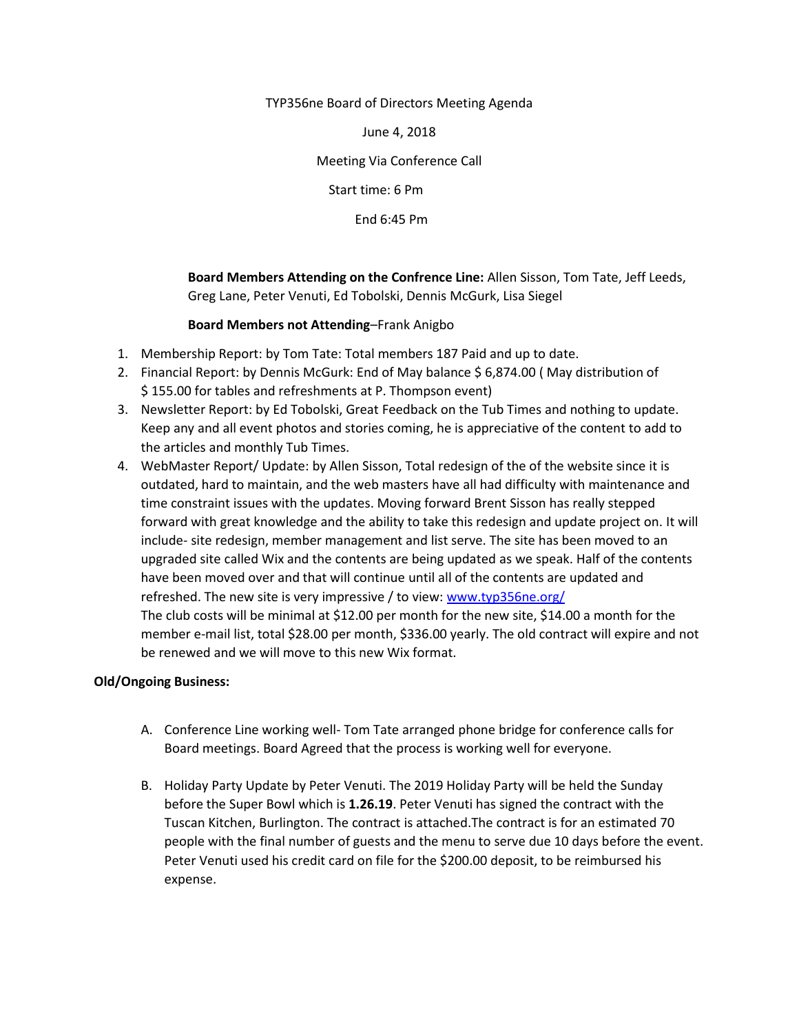TYP356ne Board of Directors Meeting Agenda

June 4, 2018

Meeting Via Conference Call

Start time: 6 Pm

End 6:45 Pm

**Board Members Attending on the Confrence Line:** Allen Sisson, Tom Tate, Jeff Leeds, Greg Lane, Peter Venuti, Ed Tobolski, Dennis McGurk, Lisa Siegel

**Board Members not Attending**–Frank Anigbo

1. Membership Report: by Tom Tate: Total members 187 Paid and up to date.
2. Financial Report: by Dennis McGurk: End of May balance $ 6,874.00 ( May distribution of $ 155.00 for tables and refreshments at P. Thompson event)
3. Newsletter Report: by Ed Tobolski, Great Feedback on the Tub Times and nothing to update. Keep any and all event photos and stories coming, he is appreciative of the content to add to the articles and monthly Tub Times.
4. WebMaster Report/ Update: by Allen Sisson, Total redesign of the of the website since it is outdated, hard to maintain, and the web masters have all had difficulty with maintenance and time constraint issues with the updates. Moving forward Brent Sisson has really stepped forward with great knowledge and the ability to take this redesign and update project on. It will include- site redesign, member management and list serve. The site has been moved to an upgraded site called Wix and the contents are being updated as we speak. Half of the contents have been moved over and that will continue until all of the contents are updated and refreshed. The new site is very impressive / to view: www.typ356ne.org/
   The club costs will be minimal at $12.00 per month for the new site, $14.00 a month for the member e-mail list, total $28.00 per month, $336.00 yearly. The old contract will expire and not be renewed and we will move to this new Wix format.

**Old/Ongoing Business:**

A. Conference Line working well- Tom Tate arranged phone bridge for conference calls for Board meetings. Board Agreed that the process is working well for everyone.

B. Holiday Party Update by Peter Venuti. The 2019 Holiday Party will be held the Sunday before the Super Bowl which is **1.26.19**. Peter Venuti has signed the contract with the Tuscan Kitchen, Burlington. The contract is attached.The contract is for an estimated 70 people with the final number of guests and the menu to serve due 10 days before the event. Peter Venuti used his credit card on file for the $200.00 deposit, to be reimbursed his expense.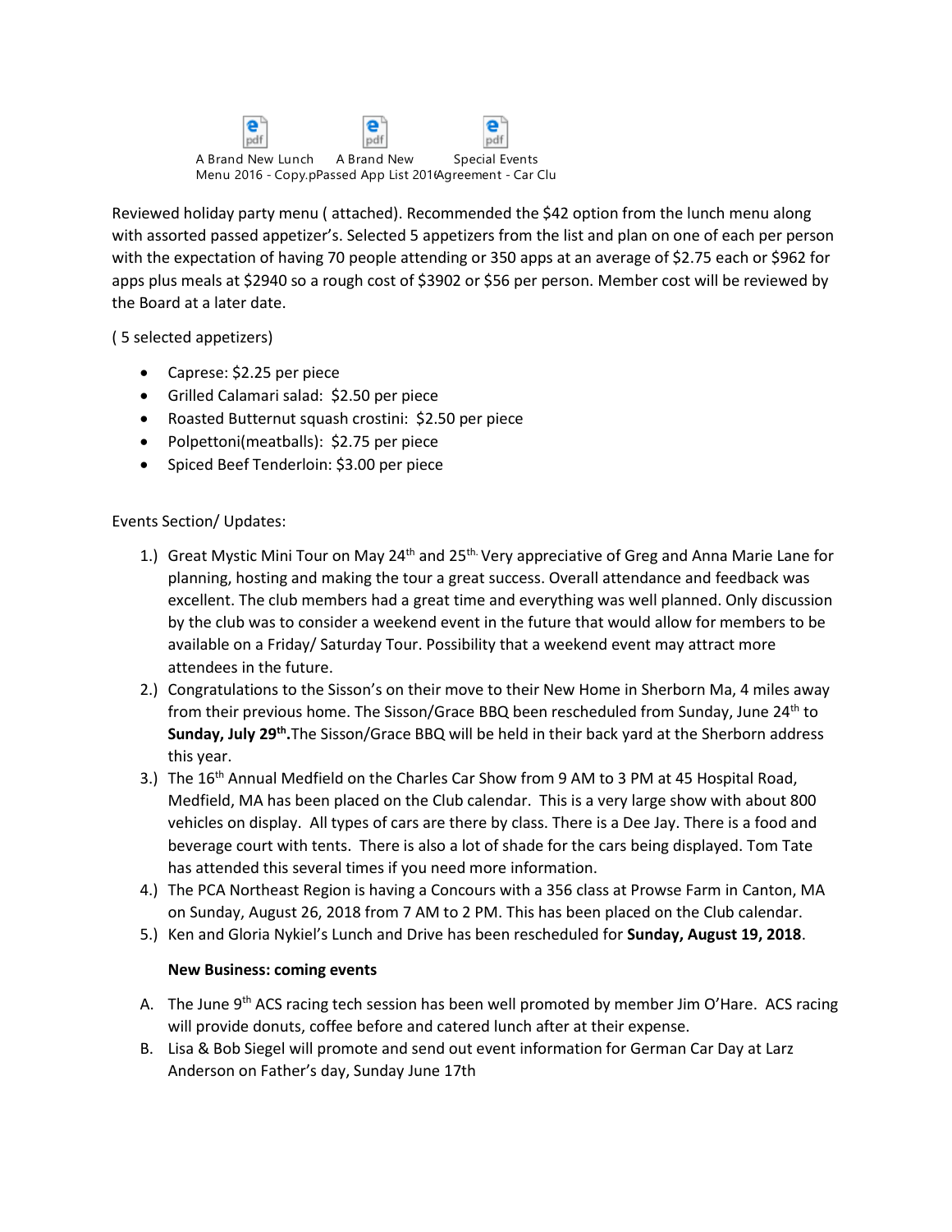A Brand New Lunch Menu 2016 - Copy.p A Brand New Passed App List 201( Special Events Agreement - Car Clu

Reviewed holiday party menu ( attached). Recommended the $42 option from the lunch menu along with assorted passed appetizer's. Selected 5 appetizers from the list and plan on one of each per person with the expectation of having 70 people attending or 350 apps at an average of $2.75 each or $962 for apps plus meals at $2940 so a rough cost of $3902 or $56 per person. Member cost will be reviewed by the Board at a later date.

( 5 selected appetizers)

- Caprese: $2.25 per piece
- Grilled Calamari salad: $2.50 per piece
- Roasted Butternut squash crostini: $2.50 per piece
- Polpettoni(meatballs): $2.75 per piece
- Spiced Beef Tenderloin: $3.00 per piece

Events Section/ Updates:

1.) Great Mystic Mini Tour on May 24th and 25th. Very appreciative of Greg and Anna Marie Lane for planning, hosting and making the tour a great success. Overall attendance and feedback was excellent. The club members had a great time and everything was well planned. Only discussion by the club was to consider a weekend event in the future that would allow for members to be available on a Friday/ Saturday Tour. Possibility that a weekend event may attract more attendees in the future.
2.) Congratulations to the Sisson's on their move to their New Home in Sherborn Ma, 4 miles away from their previous home. The Sisson/Grace BBQ been rescheduled from Sunday, June 24th to **Sunday, July 29th.** The Sisson/Grace BBQ will be held in their back yard at the Sherborn address this year.
3.) The 16th Annual Medfield on the Charles Car Show from 9 AM to 3 PM at 45 Hospital Road, Medfield, MA has been placed on the Club calendar. This is a very large show with about 800 vehicles on display. All types of cars are there by class. There is a Dee Jay. There is a food and beverage court with tents. There is also a lot of shade for the cars being displayed. Tom Tate has attended this several times if you need more information.
4.) The PCA Northeast Region is having a Concours with a 356 class at Prowse Farm in Canton, MA on Sunday, August 26, 2018 from 7 AM to 2 PM. This has been placed on the Club calendar.
5.) Ken and Gloria Nykiel's Lunch and Drive has been rescheduled for **Sunday, August 19, 2018**.

**New Business: coming events**

A. The June 9th ACS racing tech session has been well promoted by member Jim O'Hare. ACS racing will provide donuts, coffee before and catered lunch after at their expense.
B. Lisa & Bob Siegel will promote and send out event information for German Car Day at Larz Anderson on Father's day, Sunday June 17th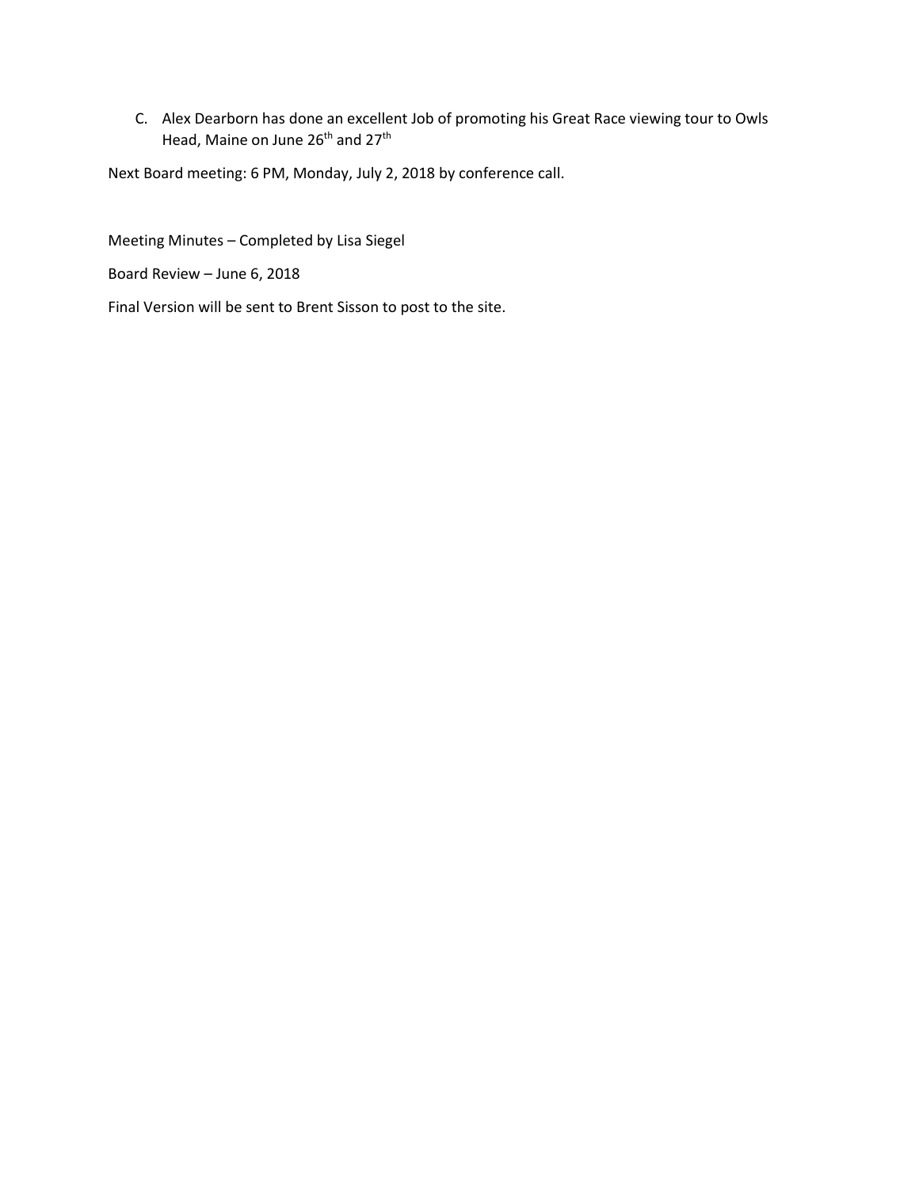C. Alex Dearborn has done an excellent Job of promoting his Great Race viewing tour to Owls Head, Maine on June 26th and 27th

Next Board meeting: 6 PM, Monday, July 2, 2018 by conference call.

Meeting Minutes – Completed by Lisa Siegel

Board Review – June 6, 2018

Final Version will be sent to Brent Sisson to post to the site.